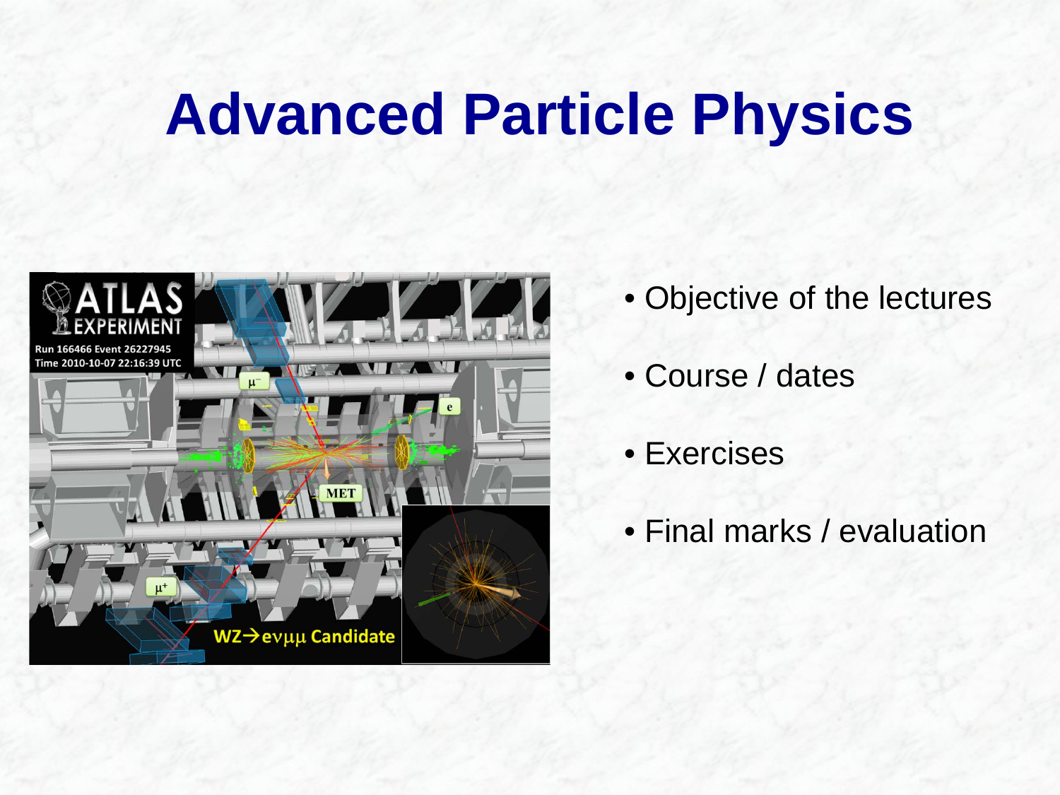# Advanced Particle Physics

- Objective of the lectures
- Course / dates
- Exercises
- Final marks / evaluation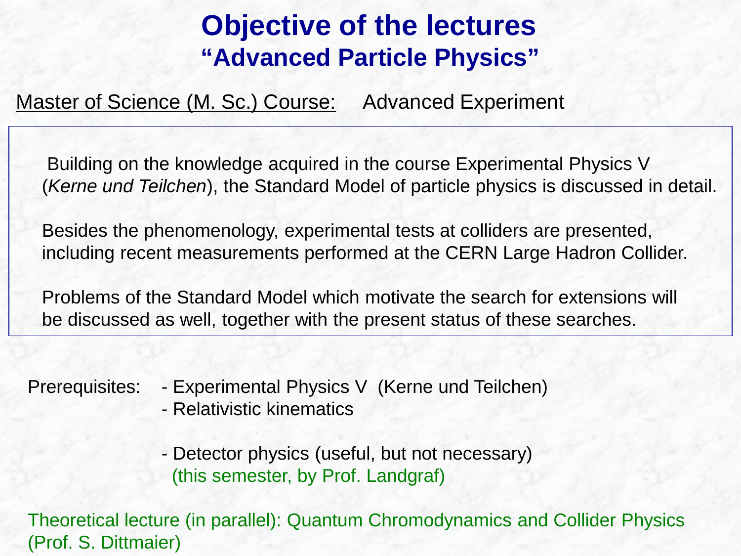# Objective of the lectures
## "Advanced Particle Physics"

<u>Master of Science (M. Sc.) Course:</u> Advanced Experiment

Building on the knowledge acquired in the course Experimental Physics V (*Kerne und Teilchen*), the Standard Model of particle physics is discussed in detail.

Besides the phenomenology, experimental tests at colliders are presented, including recent measurements performed at the CERN Large Hadron Collider.

Problems of the Standard Model which motivate the search for extensions will be discussed as well, together with the present status of these searches.

Prerequisites:
- Experimental Physics V (Kerne und Teilchen)
- Relativistic kinematics
- Detector physics (useful, but not necessary) (this semester, by Prof. Landgraf)

Theoretical lecture (in parallel): Quantum Chromodynamics and Collider Physics (Prof. S. Dittmaier)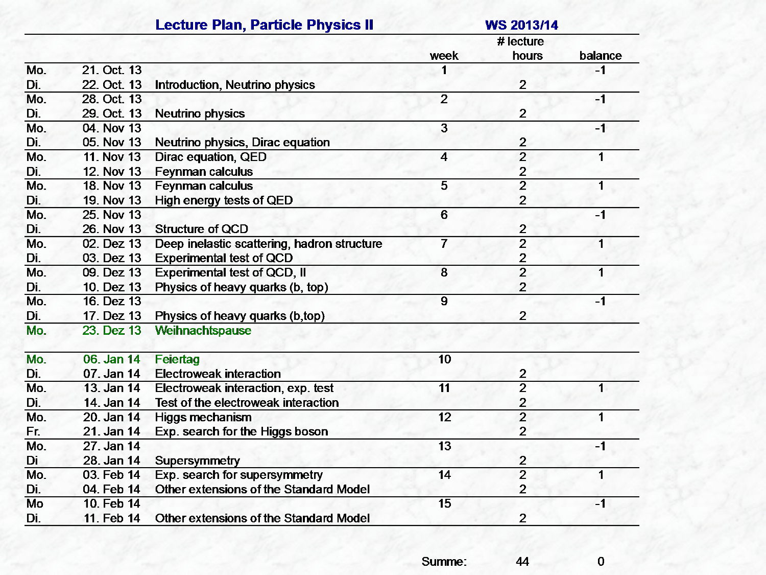## Lecture Plan, Particle Physics II — WS 2013/14

| | | | week | # lecture hours | balance |
|---|---|---|---|---|---|
| Mo. | 21. Oct. 13 | | 1 | | -1 |
| Di. | 22. Oct. 13 | Introduction, Neutrino physics | | 2 | |
| Mo. | 28. Oct. 13 | | 2 | | -1 |
| Di. | 29. Oct. 13 | Neutrino physics | | 2 | |
| Mo. | 04. Nov 13 | | 3 | | -1 |
| Di. | 05. Nov 13 | Neutrino physics, Dirac equation | | 2 | |
| Mo. | 11. Nov 13 | Dirac equation, QED | 4 | 2 | 1 |
| Di. | 12. Nov 13 | Feynman calculus | | 2 | |
| Mo. | 18. Nov 13 | Feynman calculus | 5 | 2 | 1 |
| Di. | 19. Nov 13 | High energy tests of QED | | 2 | |
| Mo. | 25. Nov 13 | | 6 | | -1 |
| Di. | 26. Nov 13 | Structure of QCD | | 2 | |
| Mo. | 02. Dez 13 | Deep inelastic scattering, hadron structure | 7 | 2 | 1 |
| Di. | 03. Dez 13 | Experimental test of QCD | | 2 | |
| Mo. | 09. Dez 13 | Experimental test of QCD, II | 8 | 2 | 1 |
| Di. | 10. Dez 13 | Physics of heavy quarks (b, top) | | 2 | |
| Mo. | 16. Dez 13 | | 9 | | -1 |
| Di. | 17. Dez 13 | Physics of heavy quarks (b,top) | | 2 | |
| Mo. | 23. Dez 13 | Weihnachtspause | | | |
| Mo. | 06. Jan 14 | Feiertag | 10 | | |
| Di. | 07. Jan 14 | Electroweak interaction | | 2 | |
| Mo. | 13. Jan 14 | Electroweak interaction, exp. test | 11 | 2 | 1 |
| Di. | 14. Jan 14 | Test of the electroweak interaction | | 2 | |
| Mo. | 20. Jan 14 | Higgs mechanism | 12 | 2 | 1 |
| Fr. | 21. Jan 14 | Exp. search for the Higgs boson | | 2 | |
| Mo. | 27. Jan 14 | | 13 | | -1 |
| Di | 28. Jan 14 | Supersymmetry | | 2 | |
| Mo. | 03. Feb 14 | Exp. search for supersymmetry | 14 | 2 | 1 |
| Di. | 04. Feb 14 | Other extensions of the Standard Model | | 2 | |
| Mo | 10. Feb 14 | | 15 | | -1 |
| Di. | 11. Feb 14 | Other extensions of the Standard Model | | 2 | |
| | | | Summe: | 44 | 0 |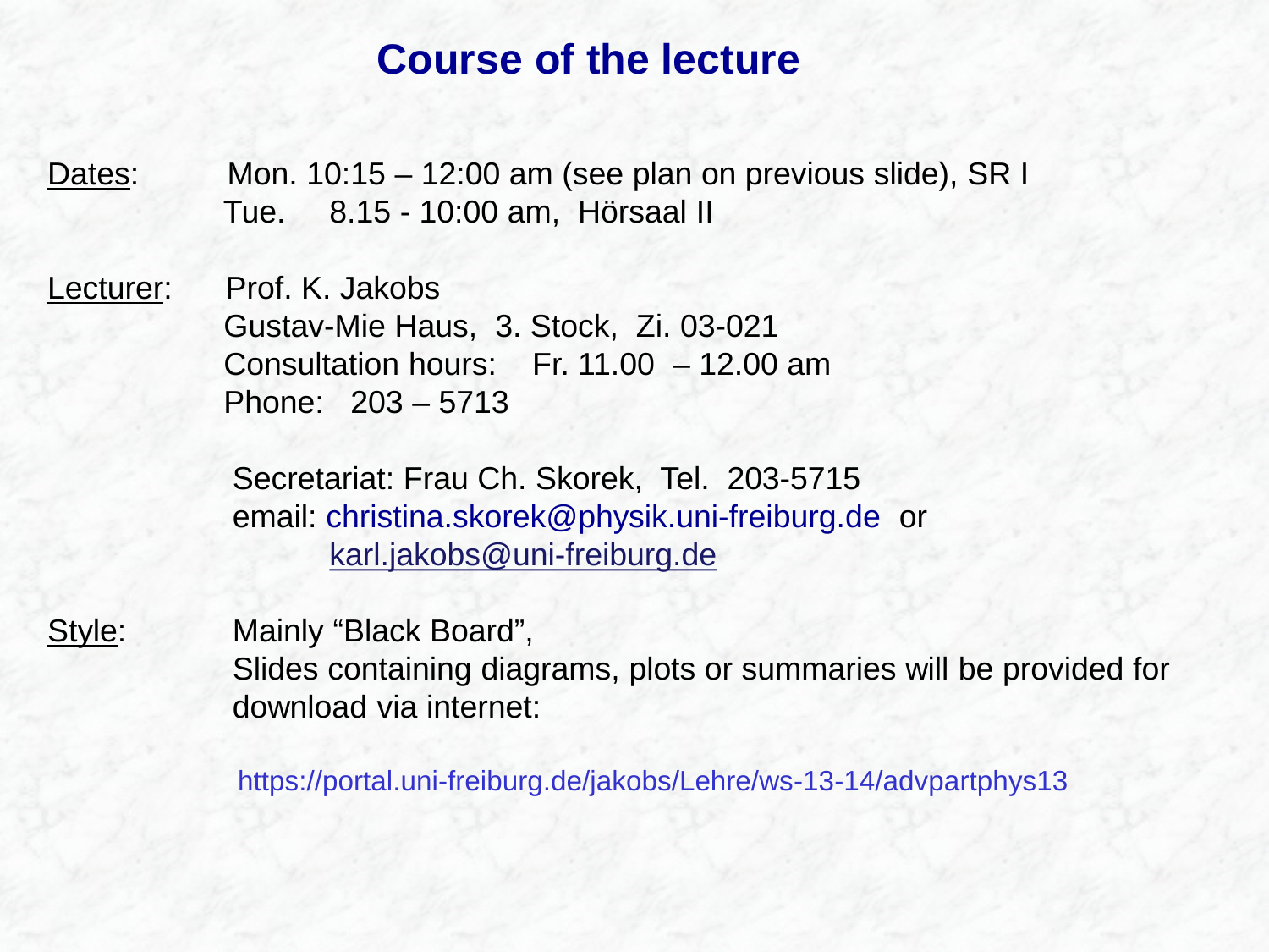# Course of the lecture

Dates: Mon. 10:15 – 12:00 am (see plan on previous slide), SR I
Tue. 8.15 - 10:00 am, Hörsaal II

Lecturer: Prof. K. Jakobs
Gustav-Mie Haus, 3. Stock, Zi. 03-021
Consultation hours: Fr. 11.00 – 12.00 am
Phone: 203 – 5713

Secretariat: Frau Ch. Skorek, Tel. 203-5715
email: christina.skorek@physik.uni-freiburg.de or
karl.jakobs@uni-freiburg.de

Style: Mainly “Black Board”,
Slides containing diagrams, plots or summaries will be provided for download via internet:

https://portal.uni-freiburg.de/jakobs/Lehre/ws-13-14/advpartphys13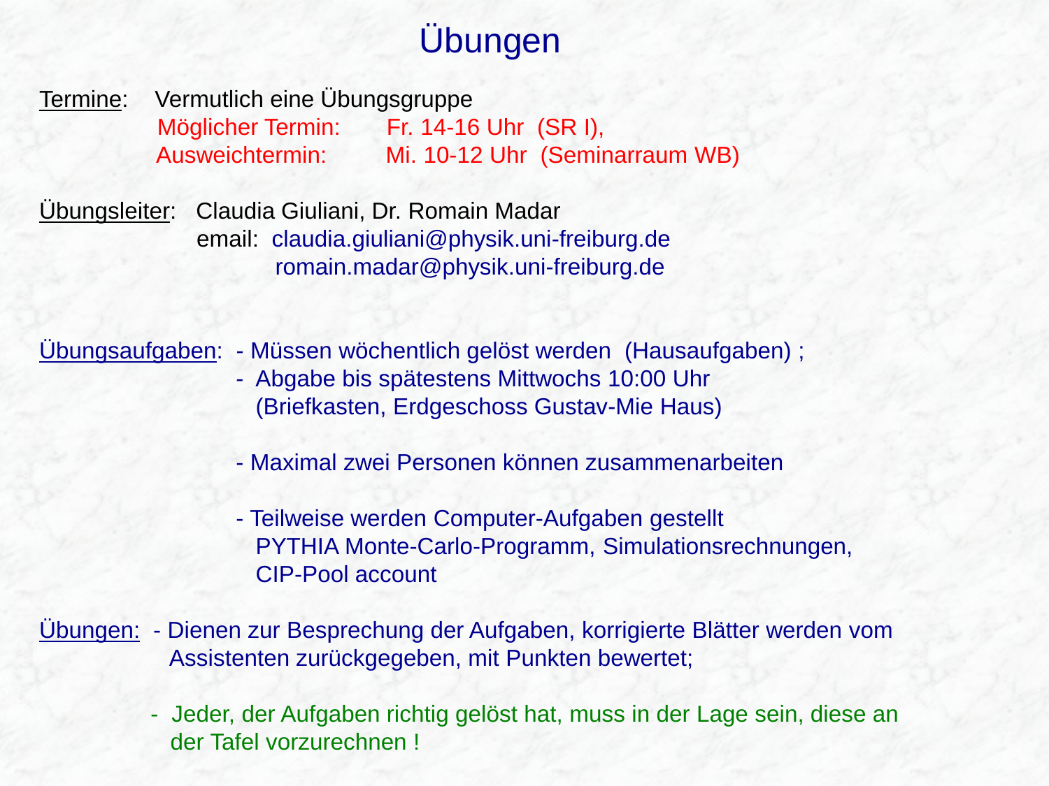# Übungen

Termine: Vermutlich eine Übungsgruppe

Möglicher Termin: Fr. 14-16 Uhr (SR I),

Ausweichtermin: Mi. 10-12 Uhr (Seminarraum WB)

Übungsleiter: Claudia Giuliani, Dr. Romain Madar

email: claudia.giuliani@physik.uni-freiburg.de

romain.madar@physik.uni-freiburg.de

Übungsaufgaben:
- Müssen wöchentlich gelöst werden (Hausaufgaben) ;
- Abgabe bis spätestens Mittwochs 10:00 Uhr (Briefkasten, Erdgeschoss Gustav-Mie Haus)
- Maximal zwei Personen können zusammenarbeiten
- Teilweise werden Computer-Aufgaben gestellt PYTHIA Monte-Carlo-Programm, Simulationsrechnungen, CIP-Pool account

Übungen:
- Dienen zur Besprechung der Aufgaben, korrigierte Blätter werden vom Assistenten zurückgegeben, mit Punkten bewertet;
- Jeder, der Aufgaben richtig gelöst hat, muss in der Lage sein, diese an der Tafel vorzurechnen !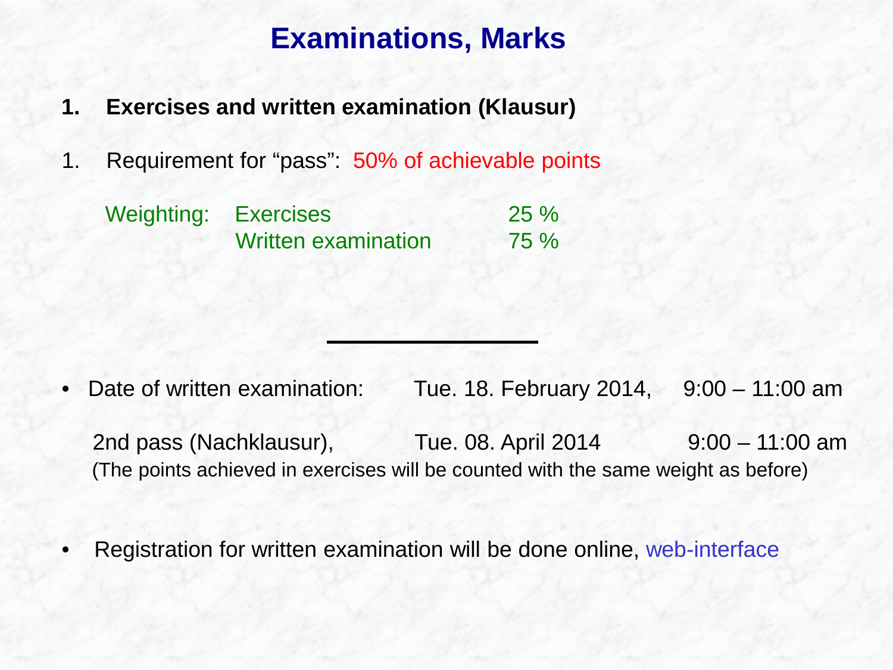# Examinations, Marks

1. **Exercises and written examination (Klausur)**

1. Requirement for “pass”: 50% of achievable points

   | Weighting: | | |
   |---|---|---|
   | | Exercises | 25 % |
   | | Written examination | 75 % |

---

- Date of written examination: Tue. 18. February 2014, 9:00 – 11:00 am

  2nd pass (Nachklausur), Tue. 08. April 2014 9:00 – 11:00 am
  (The points achieved in exercises will be counted with the same weight as before)

- Registration for written examination will be done online, web-interface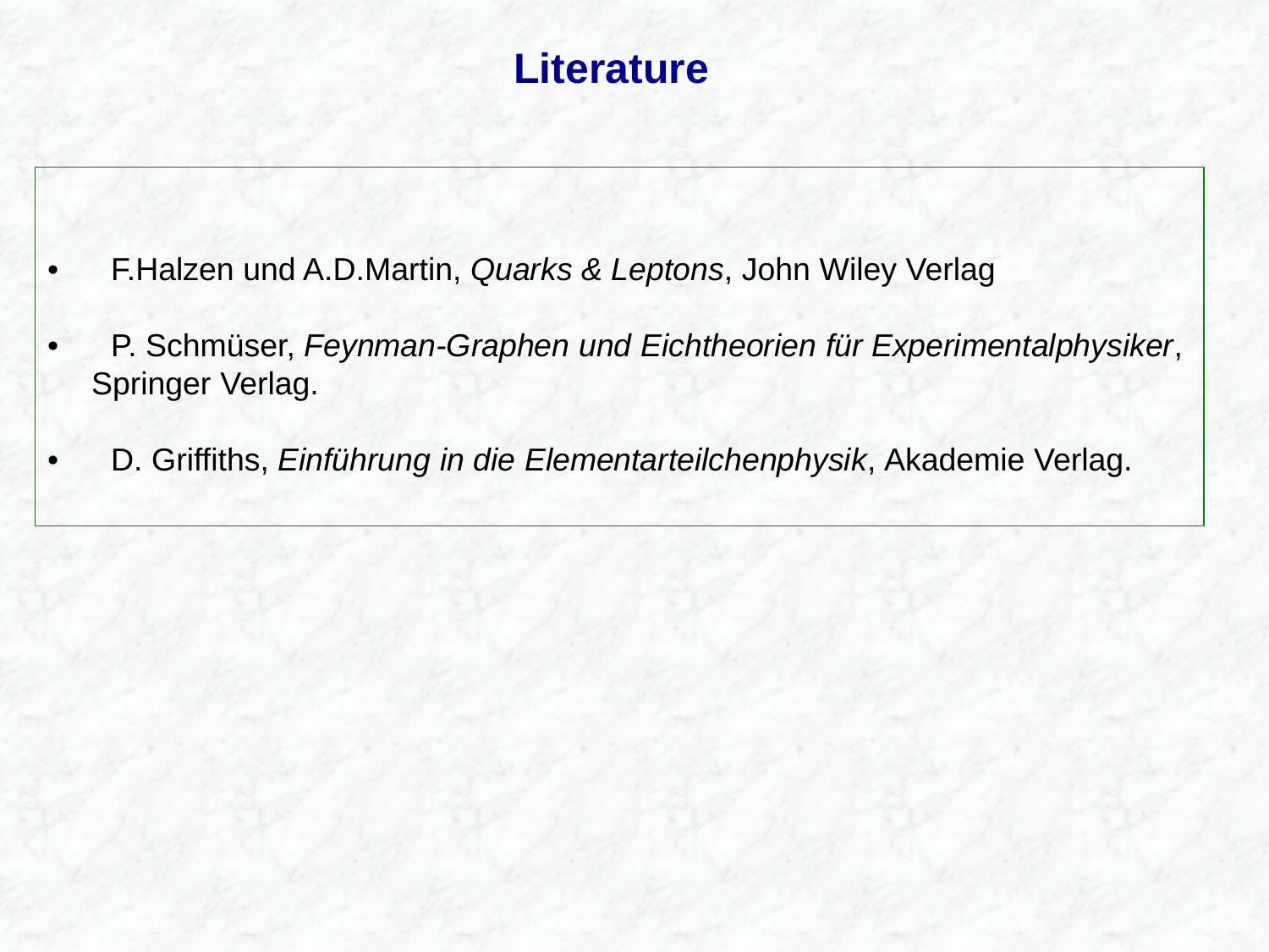# Literature

- F.Halzen und A.D.Martin, *Quarks & Leptons*, John Wiley Verlag
- P. Schmüser, *Feynman-Graphen und Eichtheorien für Experimentalphysiker*, Springer Verlag.
- D. Griffiths, *Einführung in die Elementarteilchenphysik*, Akademie Verlag.